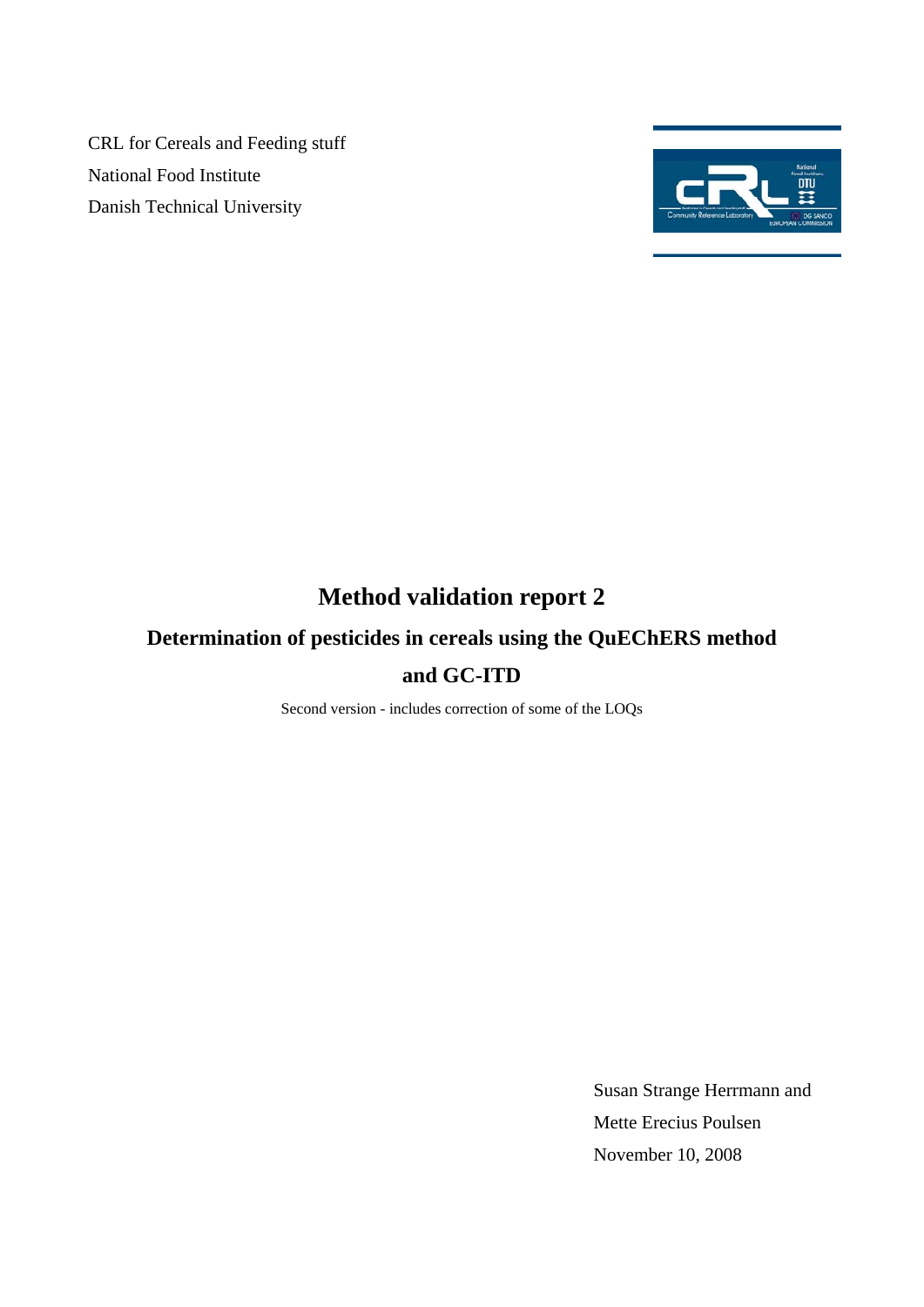CRL for Cereals and Feeding stuff

National Food Institute

Danish Technical University

# Method validation report 2

## Determination of pesticides in cereals using the QuEChERS method and GC-ITD

Second version - includes correction of some of the LOQs

Susan Strange Herrmann and

Mette Erecius Poulsen

November 10, 2008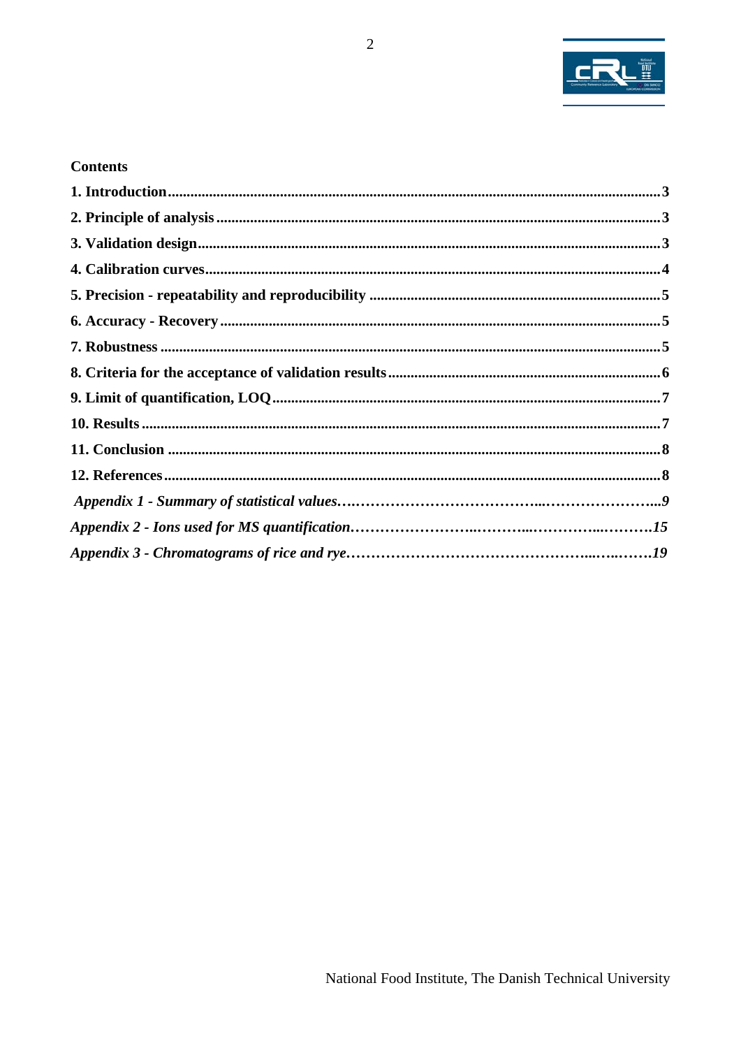**Contents**

**1. Introduction...........................................................................................................................3**

**2. Principle of analysis ...............................................................................................................3**

**3. Validation design.....................................................................................................................3**

**4. Calibration curves...................................................................................................................4**

**5. Precision - repeatability and reproducibility .......................................................................5**

**6. Accuracy - Recovery ..............................................................................................................5**

**7. Robustness ..............................................................................................................................5**

**8. Criteria for the acceptance of validation results.................................................................6**

**9. Limit of quantification, LOQ................................................................................................7**

**10. Results ...................................................................................................................................7**

**11. Conclusion ............................................................................................................................8**

**12. References.............................................................................................................................8**

***Appendix 1 - Summary of statistical values…..………………………………...…………………...9***

***Appendix 2 - Ions used for MS quantification……………………..………..…………..……….15***

***Appendix 3 - Chromatograms of rice and rye………………………………………...…..…….19***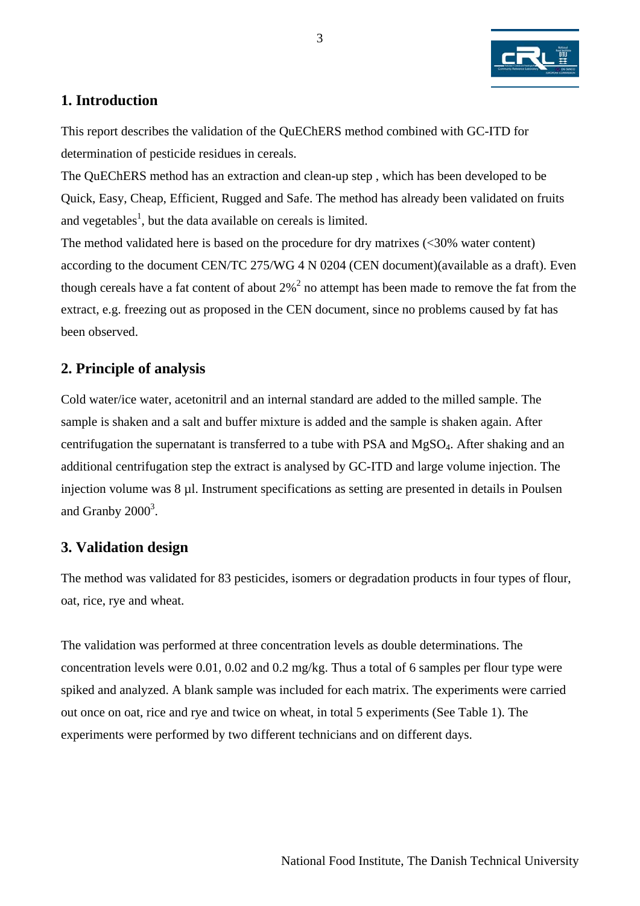## 1. Introduction

This report describes the validation of the QuEChERS method combined with GC-ITD for determination of pesticide residues in cereals.

The QuEChERS method has an extraction and clean-up step , which has been developed to be Quick, Easy, Cheap, Efficient, Rugged and Safe. The method has already been validated on fruits and vegetables[1], but the data available on cereals is limited.

The method validated here is based on the procedure for dry matrixes (<30% water content) according to the document CEN/TC 275/WG 4 N 0204 (CEN document)(available as a draft). Even though cereals have a fat content of about 2%[2] no attempt has been made to remove the fat from the extract, e.g. freezing out as proposed in the CEN document, since no problems caused by fat has been observed.

## 2. Principle of analysis

Cold water/ice water, acetonitril and an internal standard are added to the milled sample. The sample is shaken and a salt and buffer mixture is added and the sample is shaken again. After centrifugation the supernatant is transferred to a tube with PSA and $MgSO_4$. After shaking and an additional centrifugation step the extract is analysed by GC-ITD and large volume injection. The injection volume was 8 µl. Instrument specifications as setting are presented in details in Poulsen and Granby 2000[3].

## 3. Validation design

The method was validated for 83 pesticides, isomers or degradation products in four types of flour, oat, rice, rye and wheat.

The validation was performed at three concentration levels as double determinations. The concentration levels were 0.01, 0.02 and 0.2 mg/kg. Thus a total of 6 samples per flour type were spiked and analyzed. A blank sample was included for each matrix. The experiments were carried out once on oat, rice and rye and twice on wheat, in total 5 experiments (See Table 1). The experiments were performed by two different technicians and on different days.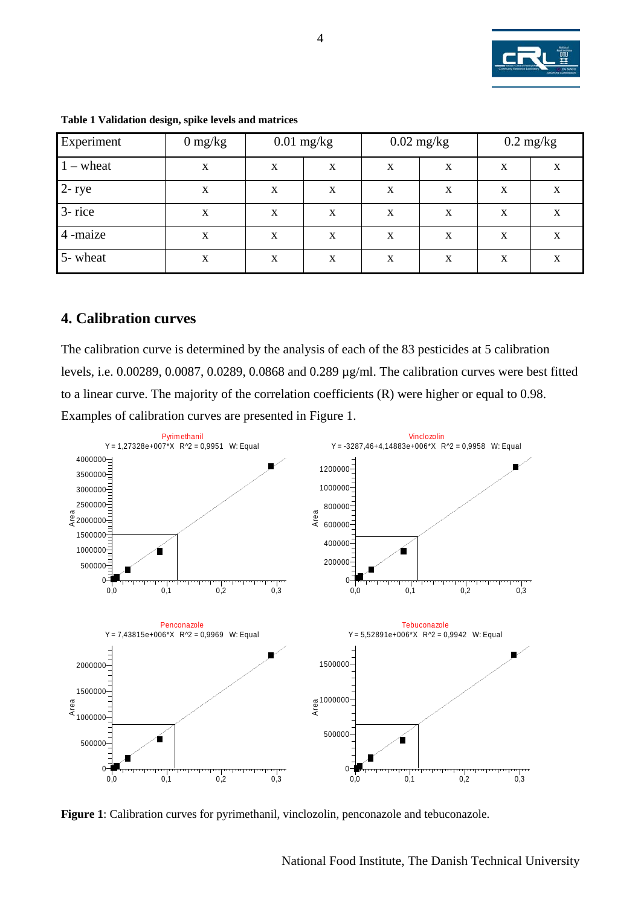**Table 1 Validation design, spike levels and matrices**

| Experiment | 0 mg/kg | 0.01 mg/kg | | 0.02 mg/kg | | 0.2 mg/kg | |
|---|---|---|---|---|---|---|---|
| 1 – wheat | x | x | x | x | x | x | x |
| 2- rye | x | x | x | x | x | x | x |
| 3- rice | x | x | x | x | x | x | x |
| 4 -maize | x | x | x | x | x | x | x |
| 5- wheat | x | x | x | x | x | x | x |

## 4. Calibration curves

The calibration curve is determined by the analysis of each of the 83 pesticides at 5 calibration levels, i.e. 0.00289, 0.0087, 0.0289, 0.0868 and 0.289 µg/ml. The calibration curves were best fitted to a linear curve. The majority of the correlation coefficients (R) were higher or equal to 0.98. Examples of calibration curves are presented in Figure 1.

Pyrimethanil
Y = 1,27328e+007*X R^2 = 0,9951 W: Equal

Vinclozolin
Y = -3287,46+4,14883e+006*X R^2 = 0,9958 W: Equal

Penconazole
Y = 7,43815e+006*X R^2 = 0,9969 W: Equal

Tebuconazole
Y = 5,52891e+006*X R^2 = 0,9942 W: Equal

**Figure 1**: Calibration curves for pyrimethanil, vinclozolin, penconazole and tebuconazole.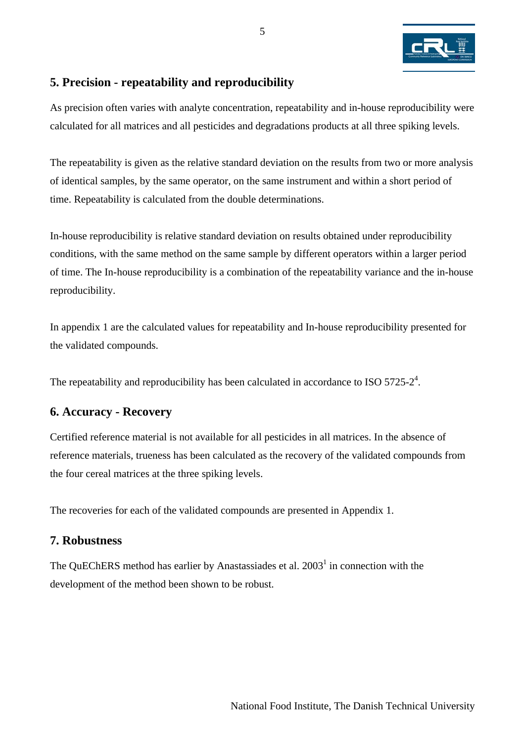## 5. Precision - repeatability and reproducibility

As precision often varies with analyte concentration, repeatability and in-house reproducibility were calculated for all matrices and all pesticides and degradations products at all three spiking levels.

The repeatability is given as the relative standard deviation on the results from two or more analysis of identical samples, by the same operator, on the same instrument and within a short period of time. Repeatability is calculated from the double determinations.

In-house reproducibility is relative standard deviation on results obtained under reproducibility conditions, with the same method on the same sample by different operators within a larger period of time. The In-house reproducibility is a combination of the repeatability variance and the in-house reproducibility.

In appendix 1 are the calculated values for repeatability and In-house reproducibility presented for the validated compounds.

The repeatability and reproducibility has been calculated in accordance to ISO 5725-2[4].

## 6. Accuracy - Recovery

Certified reference material is not available for all pesticides in all matrices. In the absence of reference materials, trueness has been calculated as the recovery of the validated compounds from the four cereal matrices at the three spiking levels.

The recoveries for each of the validated compounds are presented in Appendix 1.

## 7. Robustness

The QuEChERS method has earlier by Anastassiades et al. 2003[1] in connection with the development of the method been shown to be robust.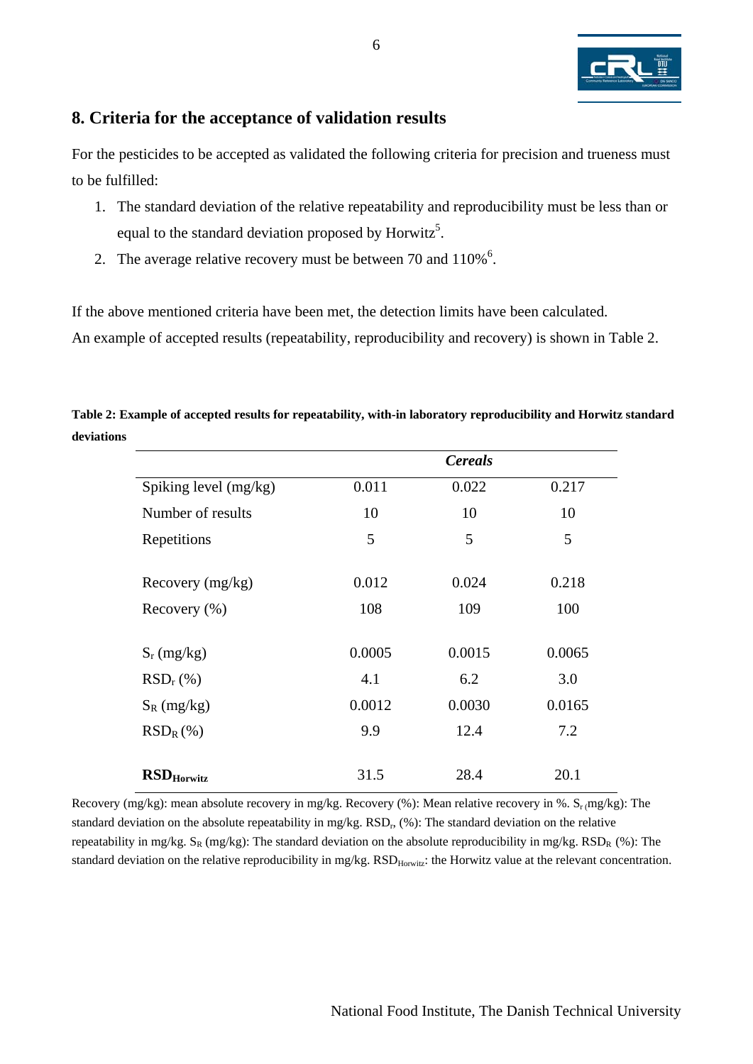## 8. Criteria for the acceptance of validation results

For the pesticides to be accepted as validated the following criteria for precision and trueness must to be fulfilled:

1. The standard deviation of the relative repeatability and reproducibility must be less than or equal to the standard deviation proposed by Horwitz[5].
2. The average relative recovery must be between 70 and 110%[6].

If the above mentioned criteria have been met, the detection limits have been calculated.
An example of accepted results (repeatability, reproducibility and recovery) is shown in Table 2.

**Table 2: Example of accepted results for repeatability, with-in laboratory reproducibility and Horwitz standard deviations**

| | | *Cereals* | |
|---|---|---|---|
| Spiking level (mg/kg) | 0.011 | 0.022 | 0.217 |
| Number of results | 10 | 10 | 10 |
| Repetitions | 5 | 5 | 5 |
| Recovery (mg/kg) | 0.012 | 0.024 | 0.218 |
| Recovery (%) | 108 | 109 | 100 |
| $S_r$ (mg/kg) | 0.0005 | 0.0015 | 0.0065 |
| $RSD_r$ (%) | 4.1 | 6.2 | 3.0 |
| $S_R$ (mg/kg) | 0.0012 | 0.0030 | 0.0165 |
| $RSD_R$ (%) | 9.9 | 12.4 | 7.2 |
| **$RSD_{Horwitz}$** | 31.5 | 28.4 | 20.1 |

Recovery (mg/kg): mean absolute recovery in mg/kg. Recovery (%): Mean relative recovery in %. $S_r$ (mg/kg): The standard deviation on the absolute repeatability in mg/kg. $RSD_r$, (%): The standard deviation on the relative repeatability in mg/kg. $S_R$ (mg/kg): The standard deviation on the absolute reproducibility in mg/kg. $RSD_R$ (%): The standard deviation on the relative reproducibility in mg/kg. $RSD_{Horwitz}$: the Horwitz value at the relevant concentration.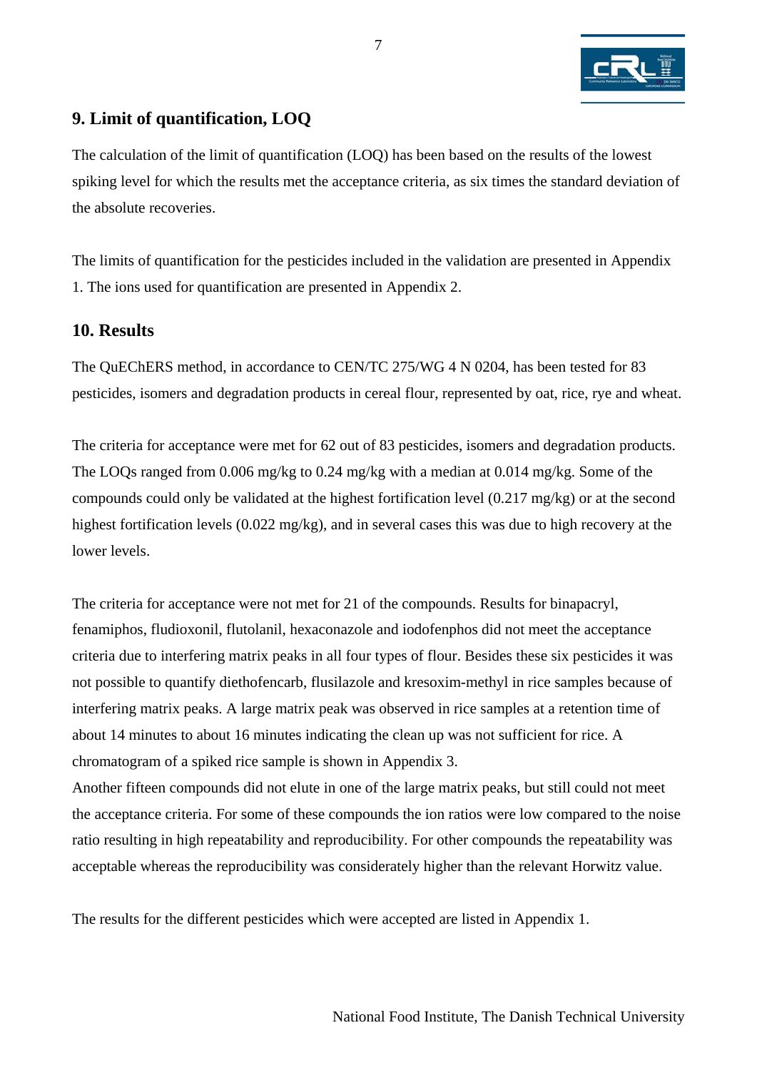## 9. Limit of quantification, LOQ

The calculation of the limit of quantification (LOQ) has been based on the results of the lowest spiking level for which the results met the acceptance criteria, as six times the standard deviation of the absolute recoveries.

The limits of quantification for the pesticides included in the validation are presented in Appendix 1. The ions used for quantification are presented in Appendix 2.

## 10. Results

The QuEChERS method, in accordance to CEN/TC 275/WG 4 N 0204, has been tested for 83 pesticides, isomers and degradation products in cereal flour, represented by oat, rice, rye and wheat.

The criteria for acceptance were met for 62 out of 83 pesticides, isomers and degradation products. The LOQs ranged from 0.006 mg/kg to 0.24 mg/kg with a median at 0.014 mg/kg. Some of the compounds could only be validated at the highest fortification level (0.217 mg/kg) or at the second highest fortification levels (0.022 mg/kg), and in several cases this was due to high recovery at the lower levels.

The criteria for acceptance were not met for 21 of the compounds. Results for binapacryl, fenamiphos, fludioxonil, flutolanil, hexaconazole and iodofenphos did not meet the acceptance criteria due to interfering matrix peaks in all four types of flour. Besides these six pesticides it was not possible to quantify diethofencarb, flusilazole and kresoxim-methyl in rice samples because of interfering matrix peaks. A large matrix peak was observed in rice samples at a retention time of about 14 minutes to about 16 minutes indicating the clean up was not sufficient for rice. A chromatogram of a spiked rice sample is shown in Appendix 3.
Another fifteen compounds did not elute in one of the large matrix peaks, but still could not meet the acceptance criteria. For some of these compounds the ion ratios were low compared to the noise ratio resulting in high repeatability and reproducibility. For other compounds the repeatability was acceptable whereas the reproducibility was considerately higher than the relevant Horwitz value.

The results for the different pesticides which were accepted are listed in Appendix 1.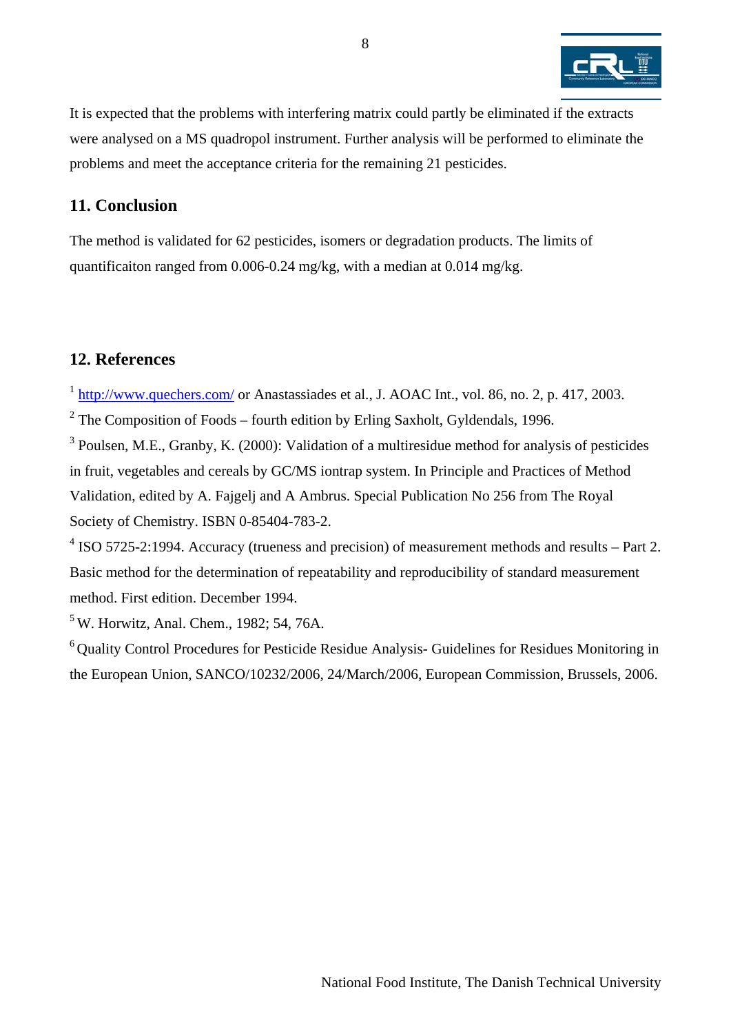It is expected that the problems with interfering matrix could partly be eliminated if the extracts were analysed on a MS quadropol instrument. Further analysis will be performed to eliminate the problems and meet the acceptance criteria for the remaining 21 pesticides.

## 11. Conclusion

The method is validated for 62 pesticides, isomers or degradation products. The limits of quantificaiton ranged from 0.006-0.24 mg/kg, with a median at 0.014 mg/kg.

## 12. References

[1] http://www.quechers.com/ or Anastassiades et al., J. AOAC Int., vol. 86, no. 2, p. 417, 2003.

[2] The Composition of Foods – fourth edition by Erling Saxholt, Gyldendals, 1996.

[3] Poulsen, M.E., Granby, K. (2000): Validation of a multiresidue method for analysis of pesticides in fruit, vegetables and cereals by GC/MS iontrap system. In Principle and Practices of Method Validation, edited by A. Fajgelj and A Ambrus. Special Publication No 256 from The Royal Society of Chemistry. ISBN 0-85404-783-2.

[4] ISO 5725-2:1994. Accuracy (trueness and precision) of measurement methods and results – Part 2. Basic method for the determination of repeatability and reproducibility of standard measurement method. First edition. December 1994.

[5] W. Horwitz, Anal. Chem., 1982; 54, 76A.

[6] Quality Control Procedures for Pesticide Residue Analysis- Guidelines for Residues Monitoring in the European Union, SANCO/10232/2006, 24/March/2006, European Commission, Brussels, 2006.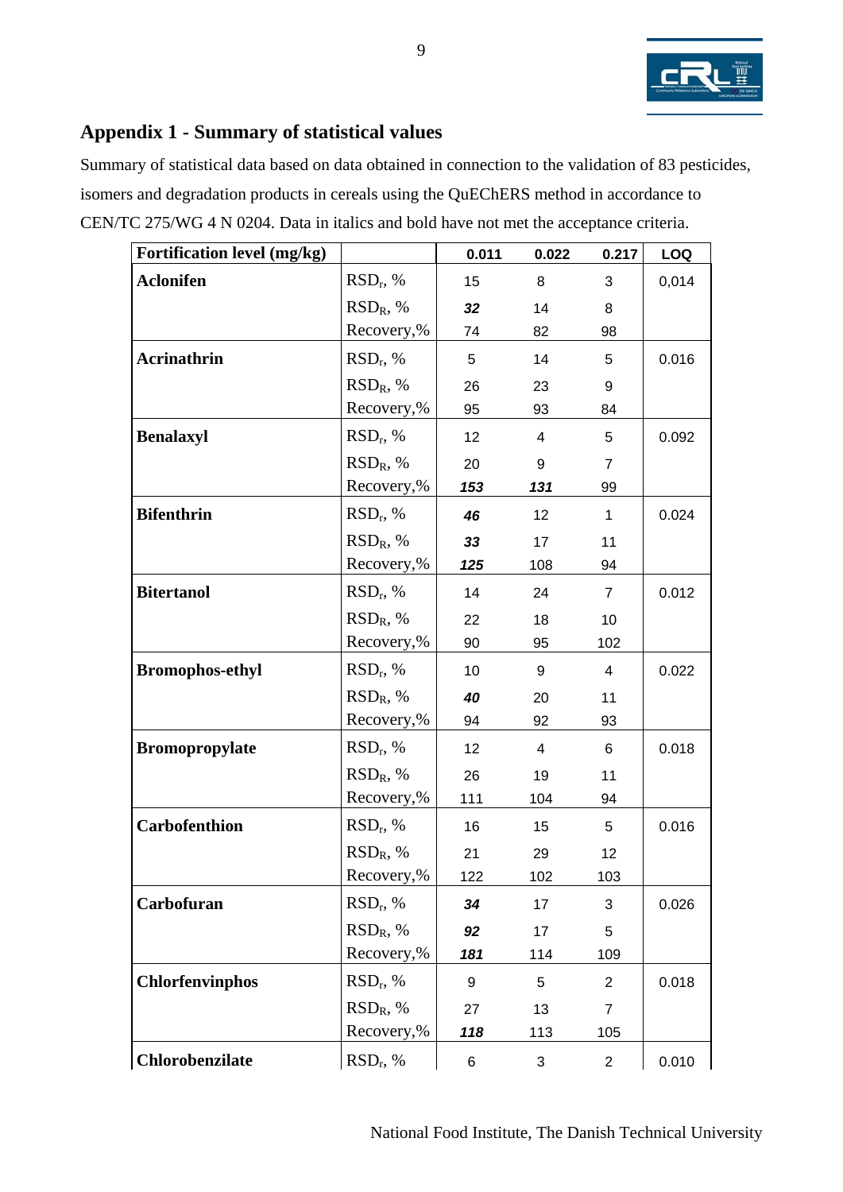## Appendix 1 - Summary of statistical values

Summary of statistical data based on data obtained in connection to the validation of 83 pesticides, isomers and degradation products in cereals using the QuEChERS method in accordance to CEN/TC 275/WG 4 N 0204. Data in italics and bold have not met the acceptance criteria.

| Fortification level (mg/kg) | | 0.011 | 0.022 | 0.217 | LOQ |
|---|---|---|---|---|---|
| **Aclonifen** | $RSD_r$, % | 15 | 8 | 3 | 0,014 |
| | $RSD_R$, % | ***32*** | 14 | 8 | |
| | Recovery,% | 74 | 82 | 98 | |
| **Acrinathrin** | $RSD_r$, % | 5 | 14 | 5 | 0.016 |
| | $RSD_R$, % | 26 | 23 | 9 | |
| | Recovery,% | 95 | 93 | 84 | |
| **Benalaxyl** | $RSD_r$, % | 12 | 4 | 5 | 0.092 |
| | $RSD_R$, % | 20 | 9 | 7 | |
| | Recovery,% | ***153*** | ***131*** | 99 | |
| **Bifenthrin** | $RSD_r$, % | ***46*** | 12 | 1 | 0.024 |
| | $RSD_R$, % | ***33*** | 17 | 11 | |
| | Recovery,% | ***125*** | 108 | 94 | |
| **Bitertanol** | $RSD_r$, % | 14 | 24 | 7 | 0.012 |
| | $RSD_R$, % | 22 | 18 | 10 | |
| | Recovery,% | 90 | 95 | 102 | |
| **Bromophos-ethyl** | $RSD_r$, % | 10 | 9 | 4 | 0.022 |
| | $RSD_R$, % | ***40*** | 20 | 11 | |
| | Recovery,% | 94 | 92 | 93 | |
| **Bromopropylate** | $RSD_r$, % | 12 | 4 | 6 | 0.018 |
| | $RSD_R$, % | 26 | 19 | 11 | |
| | Recovery,% | 111 | 104 | 94 | |
| **Carbofenthion** | $RSD_r$, % | 16 | 15 | 5 | 0.016 |
| | $RSD_R$, % | 21 | 29 | 12 | |
| | Recovery,% | 122 | 102 | 103 | |
| **Carbofuran** | $RSD_r$, % | ***34*** | 17 | 3 | 0.026 |
| | $RSD_R$, % | ***92*** | 17 | 5 | |
| | Recovery,% | ***181*** | 114 | 109 | |
| **Chlorfenvinphos** | $RSD_r$, % | 9 | 5 | 2 | 0.018 |
| | $RSD_R$, % | 27 | 13 | 7 | |
| | Recovery,% | ***118*** | 113 | 105 | |
| **Chlorobenzilate** | $RSD_r$, % | 6 | 3 | 2 | 0.010 |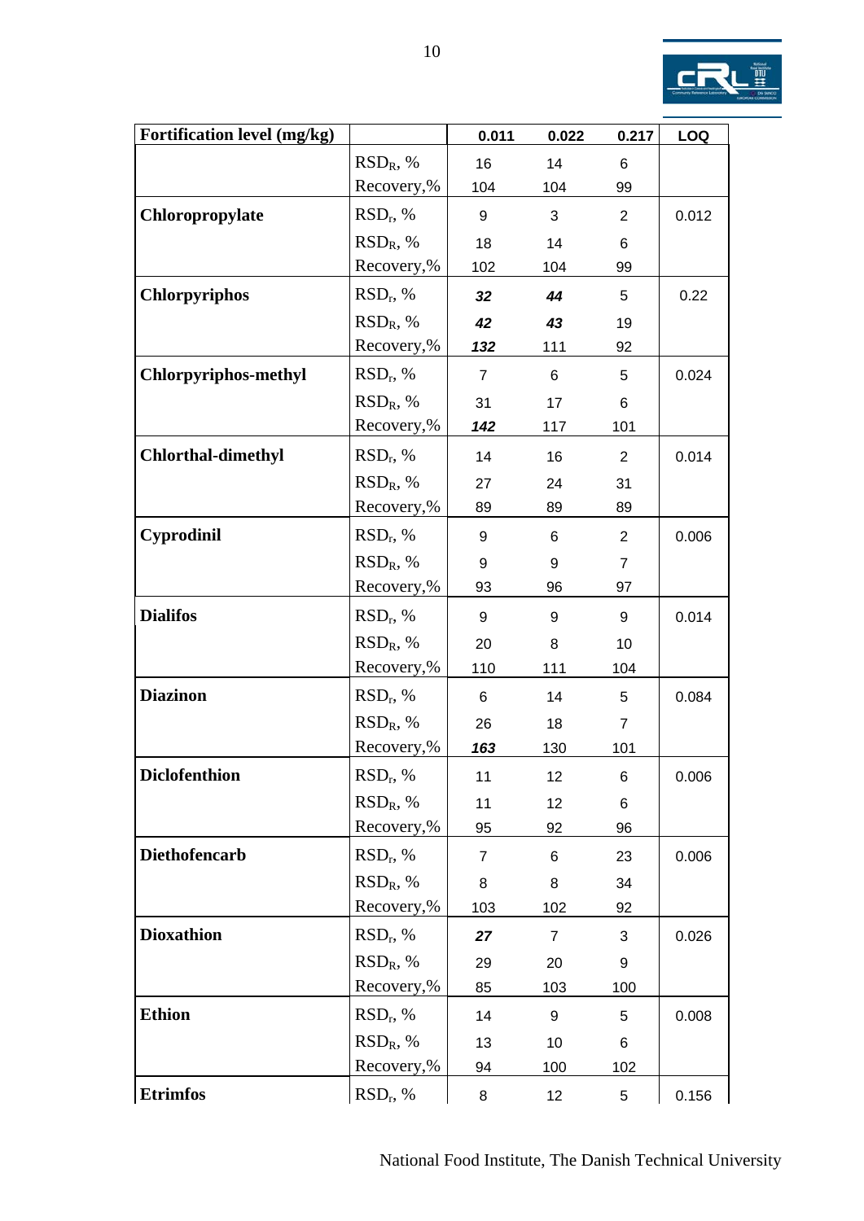| Fortification level (mg/kg) | | 0.011 | 0.022 | 0.217 | LOQ |
|---|---|---|---|---|---|
| | $RSD_R$, % | 16 | 14 | 6 | |
| | Recovery,% | 104 | 104 | 99 | |
| **Chloropropylate** | $RSD_r$, % | 9 | 3 | 2 | 0.012 |
| | $RSD_R$, % | 18 | 14 | 6 | |
| | Recovery,% | 102 | 104 | 99 | |
| **Chlorpyriphos** | $RSD_r$, % | ***32*** | ***44*** | 5 | 0.22 |
| | $RSD_R$, % | ***42*** | ***43*** | 19 | |
| | Recovery,% | ***132*** | 111 | 92 | |
| **Chlorpyriphos-methyl** | $RSD_r$, % | 7 | 6 | 5 | 0.024 |
| | $RSD_R$, % | 31 | 17 | 6 | |
| | Recovery,% | ***142*** | 117 | 101 | |
| **Chlorthal-dimethyl** | $RSD_r$, % | 14 | 16 | 2 | 0.014 |
| | $RSD_R$, % | 27 | 24 | 31 | |
| | Recovery,% | 89 | 89 | 89 | |
| **Cyprodinil** | $RSD_r$, % | 9 | 6 | 2 | 0.006 |
| | $RSD_R$, % | 9 | 9 | 7 | |
| | Recovery,% | 93 | 96 | 97 | |
| **Dialifos** | $RSD_r$, % | 9 | 9 | 9 | 0.014 |
| | $RSD_R$, % | 20 | 8 | 10 | |
| | Recovery,% | 110 | 111 | 104 | |
| **Diazinon** | $RSD_r$, % | 6 | 14 | 5 | 0.084 |
| | $RSD_R$, % | 26 | 18 | 7 | |
| | Recovery,% | ***163*** | 130 | 101 | |
| **Diclofenthion** | $RSD_r$, % | 11 | 12 | 6 | 0.006 |
| | $RSD_R$, % | 11 | 12 | 6 | |
| | Recovery,% | 95 | 92 | 96 | |
| **Diethofencarb** | $RSD_r$, % | 7 | 6 | 23 | 0.006 |
| | $RSD_R$, % | 8 | 8 | 34 | |
| | Recovery,% | 103 | 102 | 92 | |
| **Dioxathion** | $RSD_r$, % | ***27*** | 7 | 3 | 0.026 |
| | $RSD_R$, % | 29 | 20 | 9 | |
| | Recovery,% | 85 | 103 | 100 | |
| **Ethion** | $RSD_r$, % | 14 | 9 | 5 | 0.008 |
| | $RSD_R$, % | 13 | 10 | 6 | |
| | Recovery,% | 94 | 100 | 102 | |
| **Etrimfos** | $RSD_r$, % | 8 | 12 | 5 | 0.156 |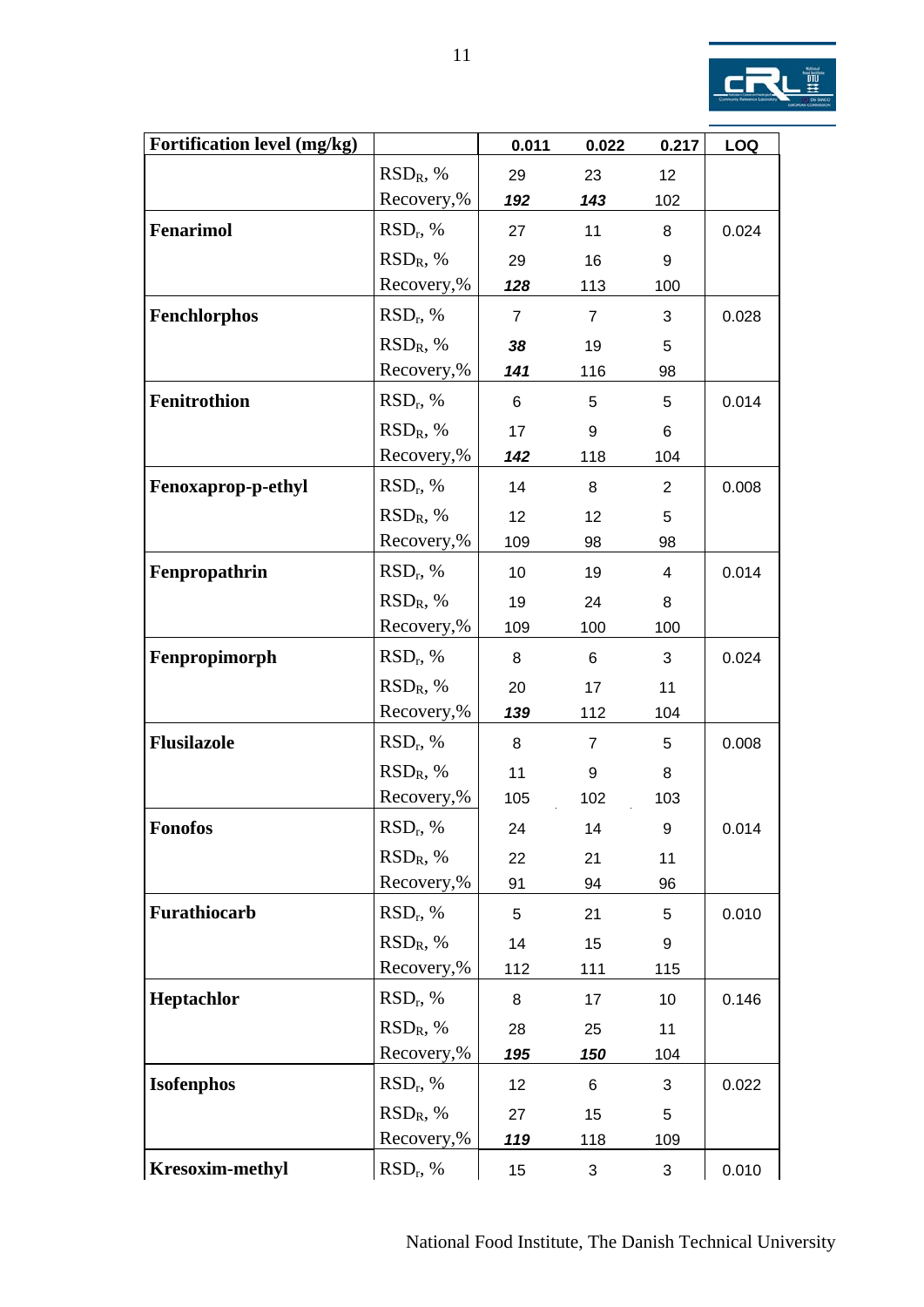| Fortification level (mg/kg) | | 0.011 | 0.022 | 0.217 | LOQ |
|---|---|---|---|---|---|
| | $RSD_R$, % | 29 | 23 | 12 | |
| | Recovery,% | ***192*** | ***143*** | 102 | |
| **Fenarimol** | $RSD_r$, % | 27 | 11 | 8 | 0.024 |
| | $RSD_R$, % | 29 | 16 | 9 | |
| | Recovery,% | ***128*** | 113 | 100 | |
| **Fenchlorphos** | $RSD_r$, % | 7 | 7 | 3 | 0.028 |
| | $RSD_R$, % | ***38*** | 19 | 5 | |
| | Recovery,% | ***141*** | 116 | 98 | |
| **Fenitrothion** | $RSD_r$, % | 6 | 5 | 5 | 0.014 |
| | $RSD_R$, % | 17 | 9 | 6 | |
| | Recovery,% | ***142*** | 118 | 104 | |
| **Fenoxaprop-p-ethyl** | $RSD_r$, % | 14 | 8 | 2 | 0.008 |
| | $RSD_R$, % | 12 | 12 | 5 | |
| | Recovery,% | 109 | 98 | 98 | |
| **Fenpropathrin** | $RSD_r$, % | 10 | 19 | 4 | 0.014 |
| | $RSD_R$, % | 19 | 24 | 8 | |
| | Recovery,% | 109 | 100 | 100 | |
| **Fenpropimorph** | $RSD_r$, % | 8 | 6 | 3 | 0.024 |
| | $RSD_R$, % | 20 | 17 | 11 | |
| | Recovery,% | ***139*** | 112 | 104 | |
| **Flusilazole** | $RSD_r$, % | 8 | 7 | 5 | 0.008 |
| | $RSD_R$, % | 11 | 9 | 8 | |
| | Recovery,% | 105 | 102 | 103 | |
| **Fonofos** | $RSD_r$, % | 24 | 14 | 9 | 0.014 |
| | $RSD_R$, % | 22 | 21 | 11 | |
| | Recovery,% | 91 | 94 | 96 | |
| **Furathiocarb** | $RSD_r$, % | 5 | 21 | 5 | 0.010 |
| | $RSD_R$, % | 14 | 15 | 9 | |
| | Recovery,% | 112 | 111 | 115 | |
| **Heptachlor** | $RSD_r$, % | 8 | 17 | 10 | 0.146 |
| | $RSD_R$, % | 28 | 25 | 11 | |
| | Recovery,% | ***195*** | ***150*** | 104 | |
| **Isofenphos** | $RSD_r$, % | 12 | 6 | 3 | 0.022 |
| | $RSD_R$, % | 27 | 15 | 5 | |
| | Recovery,% | ***119*** | 118 | 109 | |
| **Kresoxim-methyl** | $RSD_r$, % | 15 | 3 | 3 | 0.010 |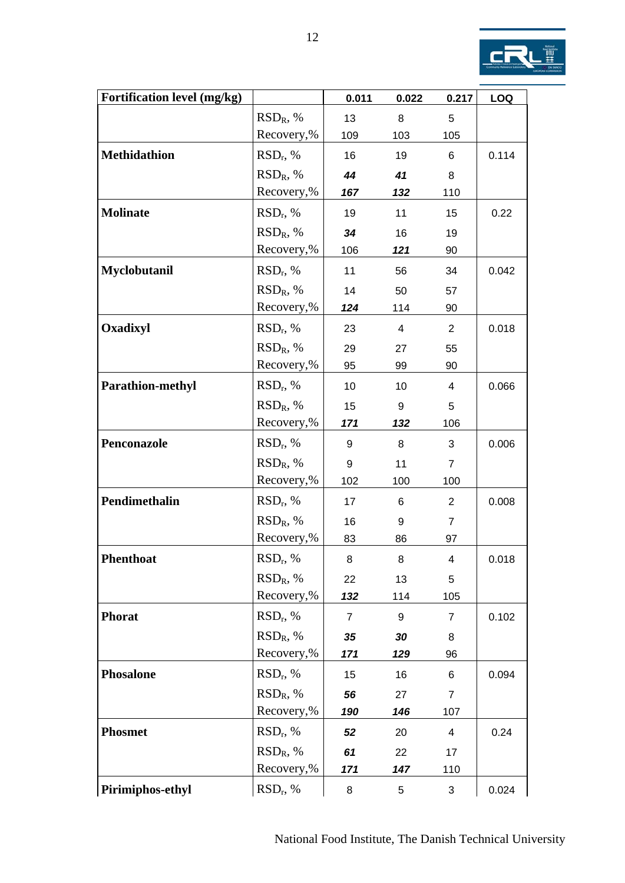| Fortification level (mg/kg) | | 0.011 | 0.022 | 0.217 | LOQ |
|---|---|---|---|---|---|
| | $RSD_R$, % | 13 | 8 | 5 | |
| | Recovery,% | 109 | 103 | 105 | |
| **Methidathion** | $RSD_r$, % | 16 | 19 | 6 | 0.114 |
| | $RSD_R$, % | ***44*** | ***41*** | 8 | |
| | Recovery,% | ***167*** | ***132*** | 110 | |
| **Molinate** | $RSD_r$, % | 19 | 11 | 15 | 0.22 |
| | $RSD_R$, % | ***34*** | 16 | 19 | |
| | Recovery,% | 106 | ***121*** | 90 | |
| **Myclobutanil** | $RSD_r$, % | 11 | 56 | 34 | 0.042 |
| | $RSD_R$, % | 14 | 50 | 57 | |
| | Recovery,% | ***124*** | 114 | 90 | |
| **Oxadixyl** | $RSD_r$, % | 23 | 4 | 2 | 0.018 |
| | $RSD_R$, % | 29 | 27 | 55 | |
| | Recovery,% | 95 | 99 | 90 | |
| **Parathion-methyl** | $RSD_r$, % | 10 | 10 | 4 | 0.066 |
| | $RSD_R$, % | 15 | 9 | 5 | |
| | Recovery,% | ***171*** | ***132*** | 106 | |
| **Penconazole** | $RSD_r$, % | 9 | 8 | 3 | 0.006 |
| | $RSD_R$, % | 9 | 11 | 7 | |
| | Recovery,% | 102 | 100 | 100 | |
| **Pendimethalin** | $RSD_r$, % | 17 | 6 | 2 | 0.008 |
| | $RSD_R$, % | 16 | 9 | 7 | |
| | Recovery,% | 83 | 86 | 97 | |
| **Phenthoat** | $RSD_r$, % | 8 | 8 | 4 | 0.018 |
| | $RSD_R$, % | 22 | 13 | 5 | |
| | Recovery,% | ***132*** | 114 | 105 | |
| **Phorat** | $RSD_r$, % | 7 | 9 | 7 | 0.102 |
| | $RSD_R$, % | ***35*** | ***30*** | 8 | |
| | Recovery,% | ***171*** | ***129*** | 96 | |
| **Phosalone** | $RSD_r$, % | 15 | 16 | 6 | 0.094 |
| | $RSD_R$, % | ***56*** | 27 | 7 | |
| | Recovery,% | ***190*** | ***146*** | 107 | |
| **Phosmet** | $RSD_r$, % | ***52*** | 20 | 4 | 0.24 |
| | $RSD_R$, % | ***61*** | 22 | 17 | |
| | Recovery,% | ***171*** | ***147*** | 110 | |
| **Pirimiphos-ethyl** | $RSD_r$, % | 8 | 5 | 3 | 0.024 |

National Food Institute, The Danish Technical University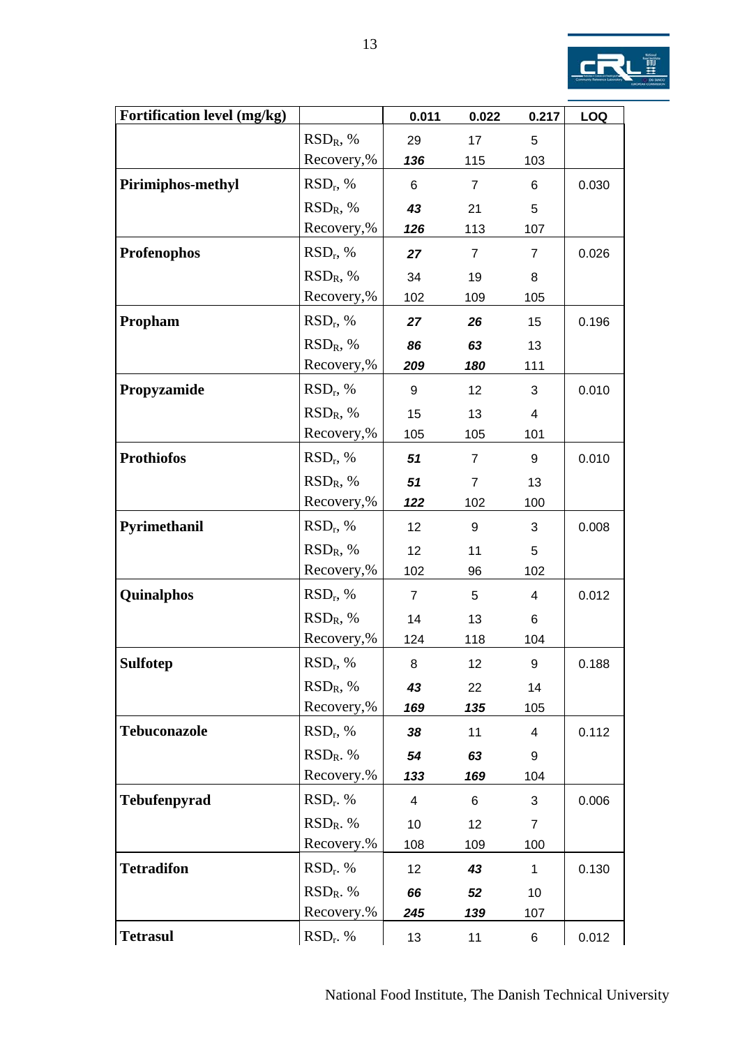| Fortification level (mg/kg) | | 0.011 | 0.022 | 0.217 | LOQ |
|---|---|---|---|---|---|
| | $RSD_R$, % | 29 | 17 | 5 | |
| | Recovery,% | ***136*** | 115 | 103 | |
| **Pirimiphos-methyl** | $RSD_r$, % | 6 | 7 | 6 | 0.030 |
| | $RSD_R$, % | ***43*** | 21 | 5 | |
| | Recovery,% | ***126*** | 113 | 107 | |
| **Profenophos** | $RSD_r$, % | ***27*** | 7 | 7 | 0.026 |
| | $RSD_R$, % | 34 | 19 | 8 | |
| | Recovery,% | 102 | 109 | 105 | |
| **Propham** | $RSD_r$, % | ***27*** | ***26*** | 15 | 0.196 |
| | $RSD_R$, % | ***86*** | ***63*** | 13 | |
| | Recovery,% | ***209*** | ***180*** | 111 | |
| **Propyzamide** | $RSD_r$, % | 9 | 12 | 3 | 0.010 |
| | $RSD_R$, % | 15 | 13 | 4 | |
| | Recovery,% | 105 | 105 | 101 | |
| **Prothiofos** | $RSD_r$, % | ***51*** | 7 | 9 | 0.010 |
| | $RSD_R$, % | ***51*** | 7 | 13 | |
| | Recovery,% | ***122*** | 102 | 100 | |
| **Pyrimethanil** | $RSD_r$, % | 12 | 9 | 3 | 0.008 |
| | $RSD_R$, % | 12 | 11 | 5 | |
| | Recovery,% | 102 | 96 | 102 | |
| **Quinalphos** | $RSD_r$, % | 7 | 5 | 4 | 0.012 |
| | $RSD_R$, % | 14 | 13 | 6 | |
| | Recovery,% | 124 | 118 | 104 | |
| **Sulfotep** | $RSD_r$, % | 8 | 12 | 9 | 0.188 |
| | $RSD_R$, % | ***43*** | 22 | 14 | |
| | Recovery,% | ***169*** | ***135*** | 105 | |
| **Tebuconazole** | $RSD_r$, % | ***38*** | 11 | 4 | 0.112 |
| | $RSD_R$. % | ***54*** | ***63*** | 9 | |
| | Recovery.% | ***133*** | ***169*** | 104 | |
| **Tebufenpyrad** | $RSD_r$. % | 4 | 6 | 3 | 0.006 |
| | $RSD_R$. % | 10 | 12 | 7 | |
| | Recovery.% | 108 | 109 | 100 | |
| **Tetradifon** | $RSD_r$. % | 12 | ***43*** | 1 | 0.130 |
| | $RSD_R$. % | ***66*** | ***52*** | 10 | |
| | Recovery.% | ***245*** | ***139*** | 107 | |
| **Tetrasul** | $RSD_r$. % | 13 | 11 | 6 | 0.012 |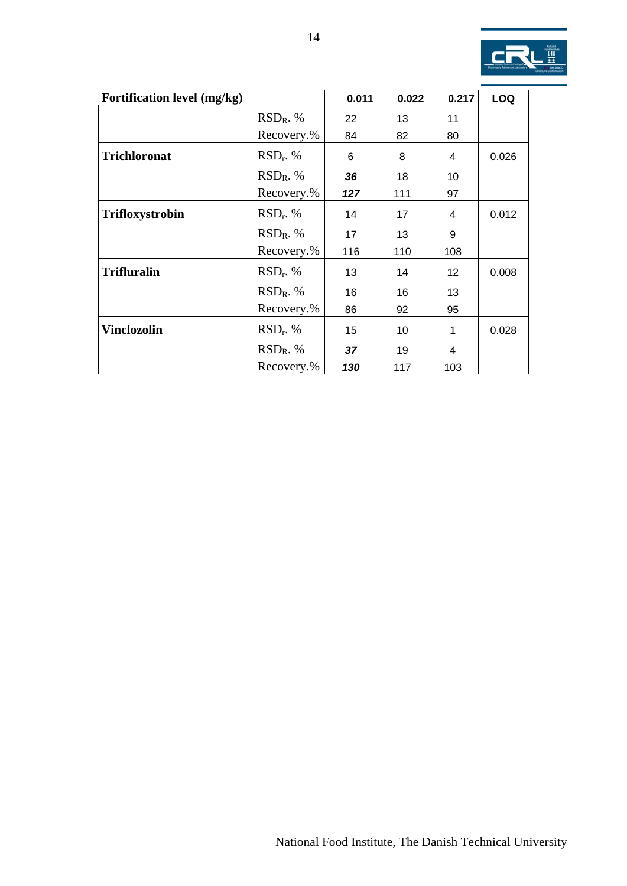| Fortification level (mg/kg) | | 0.011 | 0.022 | 0.217 | LOQ |
|---|---|---|---|---|---|
| | $RSD_R$. % | 22 | 13 | 11 | |
| | Recovery.% | 84 | 82 | 80 | |
| **Trichloronat** | $RSD_r$. % | 6 | 8 | 4 | 0.026 |
| | $RSD_R$. % | ***36*** | 18 | 10 | |
| | Recovery.% | ***127*** | 111 | 97 | |
| **Trifloxystrobin** | $RSD_r$. % | 14 | 17 | 4 | 0.012 |
| | $RSD_R$. % | 17 | 13 | 9 | |
| | Recovery.% | 116 | 110 | 108 | |
| **Trifluralin** | $RSD_r$. % | 13 | 14 | 12 | 0.008 |
| | $RSD_R$. % | 16 | 16 | 13 | |
| | Recovery.% | 86 | 92 | 95 | |
| **Vinclozolin** | $RSD_r$. % | 15 | 10 | 1 | 0.028 |
| | $RSD_R$. % | ***37*** | 19 | 4 | |
| | Recovery.% | ***130*** | 117 | 103 | |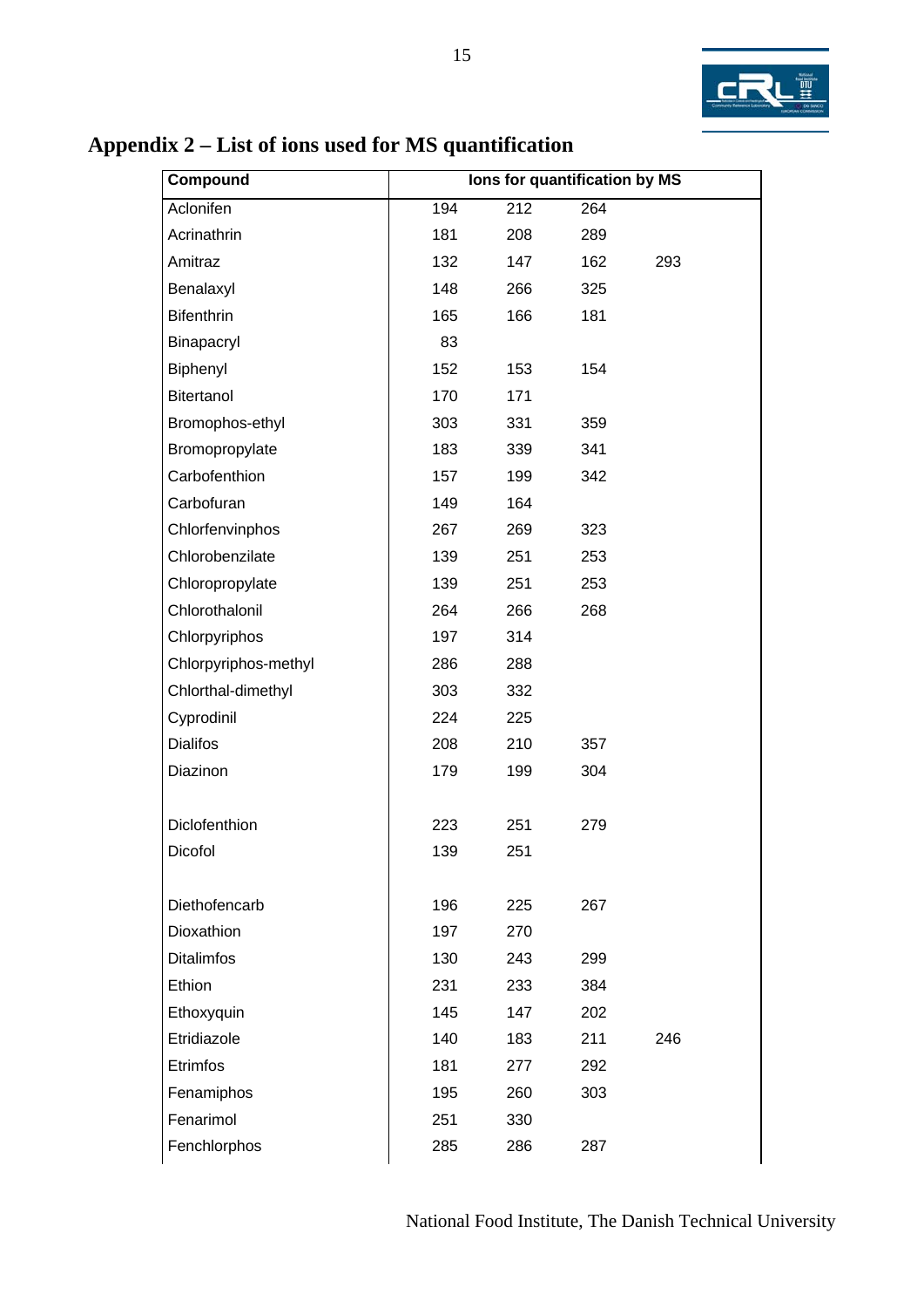## Appendix 2 – List of ions used for MS quantification

| Compound | Ions for quantification by MS | | | |
|---|---|---|---|---|
| Aclonifen | 194 | 212 | 264 | |
| Acrinathrin | 181 | 208 | 289 | |
| Amitraz | 132 | 147 | 162 | 293 |
| Benalaxyl | 148 | 266 | 325 | |
| Bifenthrin | 165 | 166 | 181 | |
| Binapacryl | 83 | | | |
| Biphenyl | 152 | 153 | 154 | |
| Bitertanol | 170 | 171 | | |
| Bromophos-ethyl | 303 | 331 | 359 | |
| Bromopropylate | 183 | 339 | 341 | |
| Carbofenthion | 157 | 199 | 342 | |
| Carbofuran | 149 | 164 | | |
| Chlorfenvinphos | 267 | 269 | 323 | |
| Chlorobenzilate | 139 | 251 | 253 | |
| Chloropropylate | 139 | 251 | 253 | |
| Chlorothalonil | 264 | 266 | 268 | |
| Chlorpyriphos | 197 | 314 | | |
| Chlorpyriphos-methyl | 286 | 288 | | |
| Chlorthal-dimethyl | 303 | 332 | | |
| Cyprodinil | 224 | 225 | | |
| Dialifos | 208 | 210 | 357 | |
| Diazinon | 179 | 199 | 304 | |
| Diclofenthion | 223 | 251 | 279 | |
| Dicofol | 139 | 251 | | |
| Diethofencarb | 196 | 225 | 267 | |
| Dioxathion | 197 | 270 | | |
| Ditalimfos | 130 | 243 | 299 | |
| Ethion | 231 | 233 | 384 | |
| Ethoxyquin | 145 | 147 | 202 | |
| Etridiazole | 140 | 183 | 211 | 246 |
| Etrimfos | 181 | 277 | 292 | |
| Fenamiphos | 195 | 260 | 303 | |
| Fenarimol | 251 | 330 | | |
| Fenchlorphos | 285 | 286 | 287 | |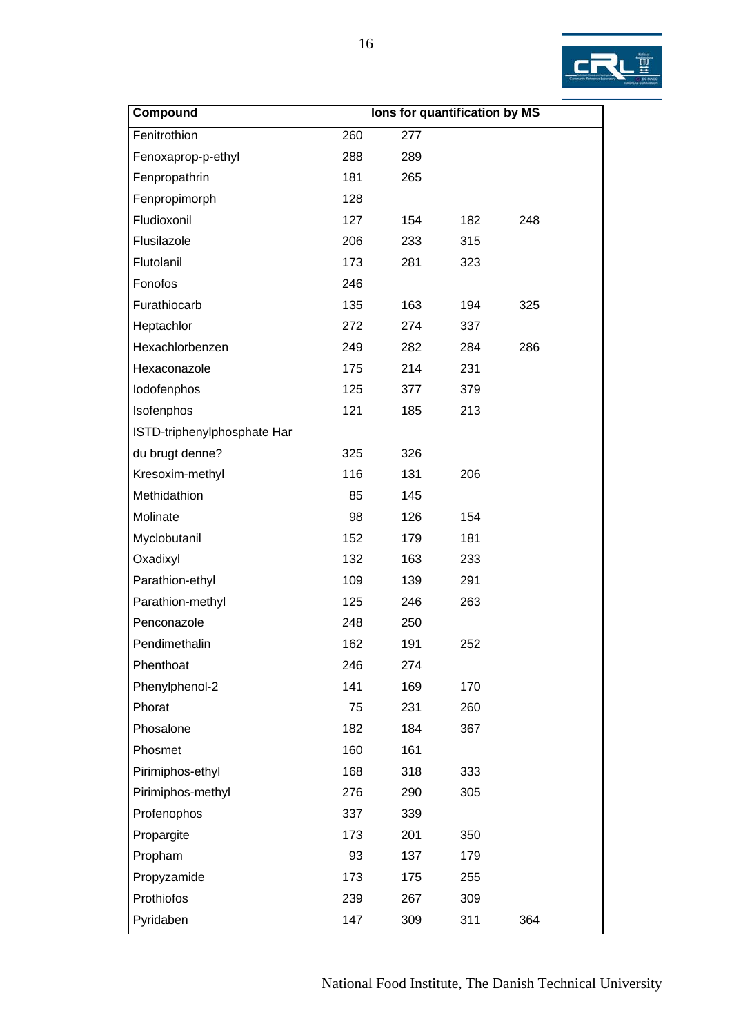| Compound | Ions for quantification by MS | | | |
|---|---|---|---|---|
| Fenitrothion | 260 | 277 | | |
| Fenoxaprop-p-ethyl | 288 | 289 | | |
| Fenpropathrin | 181 | 265 | | |
| Fenpropimorph | 128 | | | |
| Fludioxonil | 127 | 154 | 182 | 248 |
| Flusilazole | 206 | 233 | 315 | |
| Flutolanil | 173 | 281 | 323 | |
| Fonofos | 246 | | | |
| Furathiocarb | 135 | 163 | 194 | 325 |
| Heptachlor | 272 | 274 | 337 | |
| Hexachlorbenzen | 249 | 282 | 284 | 286 |
| Hexaconazole | 175 | 214 | 231 | |
| Iodofenphos | 125 | 377 | 379 | |
| Isofenphos | 121 | 185 | 213 | |
| ISTD-triphenylphosphate Har du brugt denne? | 325 | 326 | | |
| Kresoxim-methyl | 116 | 131 | 206 | |
| Methidathion | 85 | 145 | | |
| Molinate | 98 | 126 | 154 | |
| Myclobutanil | 152 | 179 | 181 | |
| Oxadixyl | 132 | 163 | 233 | |
| Parathion-ethyl | 109 | 139 | 291 | |
| Parathion-methyl | 125 | 246 | 263 | |
| Penconazole | 248 | 250 | | |
| Pendimethalin | 162 | 191 | 252 | |
| Phenthoat | 246 | 274 | | |
| Phenylphenol-2 | 141 | 169 | 170 | |
| Phorat | 75 | 231 | 260 | |
| Phosalone | 182 | 184 | 367 | |
| Phosmet | 160 | 161 | | |
| Pirimiphos-ethyl | 168 | 318 | 333 | |
| Pirimiphos-methyl | 276 | 290 | 305 | |
| Profenophos | 337 | 339 | | |
| Propargite | 173 | 201 | 350 | |
| Propham | 93 | 137 | 179 | |
| Propyzamide | 173 | 175 | 255 | |
| Prothiofos | 239 | 267 | 309 | |
| Pyridaben | 147 | 309 | 311 | 364 |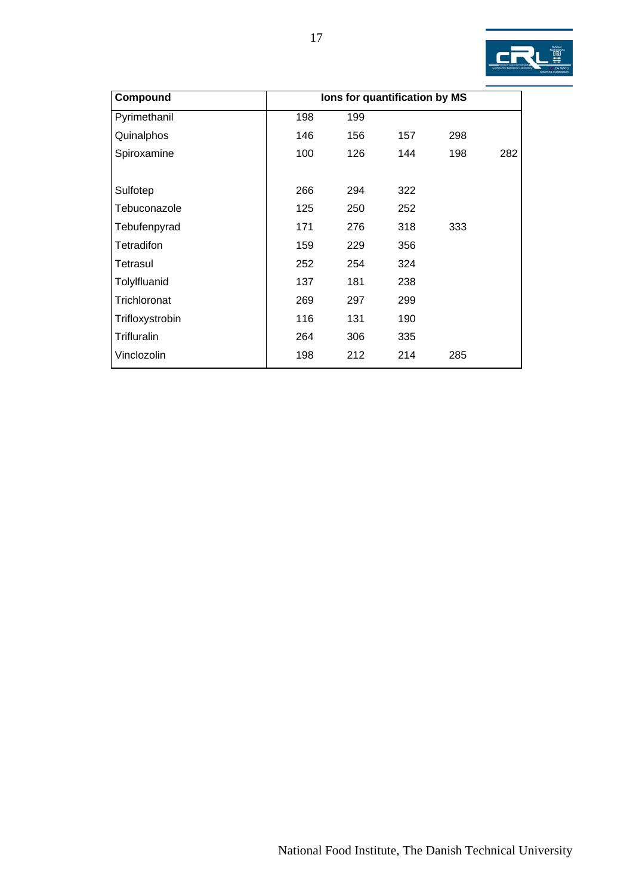| Compound | Ions for quantification by MS | | | | |
|---|---|---|---|---|---|
| Pyrimethanil | 198 | 199 | | | |
| Quinalphos | 146 | 156 | 157 | 298 | |
| Spiroxamine | 100 | 126 | 144 | 198 | 282 |
| | | | | | |
| Sulfotep | 266 | 294 | 322 | | |
| Tebuconazole | 125 | 250 | 252 | | |
| Tebufenpyrad | 171 | 276 | 318 | 333 | |
| Tetradifon | 159 | 229 | 356 | | |
| Tetrasul | 252 | 254 | 324 | | |
| Tolylfluanid | 137 | 181 | 238 | | |
| Trichloronat | 269 | 297 | 299 | | |
| Trifloxystrobin | 116 | 131 | 190 | | |
| Trifluralin | 264 | 306 | 335 | | |
| Vinclozolin | 198 | 212 | 214 | 285 | |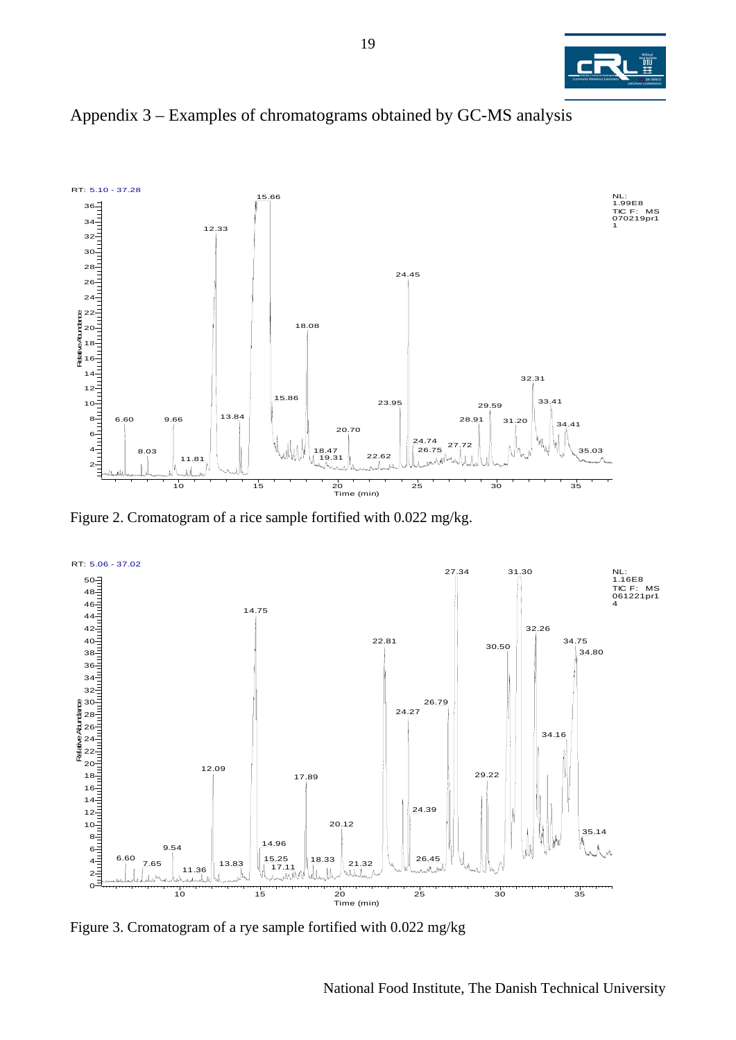# Appendix 3 – Examples of chromatograms obtained by GC-MS analysis

RT: 5.10 - 37.28

NL: 1.99E8
TIC F: MS 070219pr1 1

Relative Abundance

Time (min)

15.66
12.33
24.45
18.08
32.31
33.41
15.86
23.95
29.59
6.60
9.66
13.84
28.91
31.20
34.41
20.70
24.74
27.72
8.03
18.47
26.75
35.03
11.81
19.31
22.62

Figure 2. Cromatogram of a rice sample fortified with 0.022 mg/kg.

RT: 5.06 - 37.02

NL: 1.16E8
TIC F: MS 061221pr1 4

Relative Abundance

Time (min)

27.34
31.30
14.75
32.26
22.81
34.75
30.50
34.80
26.79
24.27
34.16
12.09
29.22
17.89
24.39
20.12
35.14
14.96
9.54
6.60
15.25
18.33
26.45
7.65
17.11
21.32
13.83
11.36

Figure 3. Cromatogram of a rye sample fortified with 0.022 mg/kg